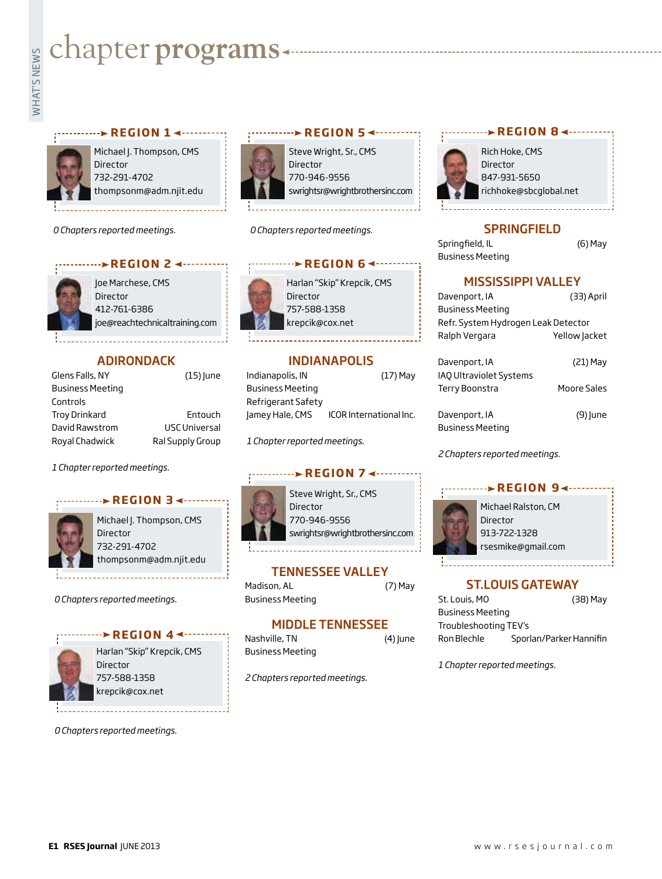# chapter programs

## REGION 1

Michael J. Thompson, CMS
Director
732-291-4702
thompsonm@adm.njit.edu

*0 Chapters reported meetings.*

## REGION 2

Joe Marchese, CMS
Director
412-761-6386
joe@reachtechnicaltraining.com

### ADIRONDACK

Glens Falls, NY (15) June
Business Meeting
Controls
Troy Drinkard — Entouch
David Rawstrom — USC Universal
Royal Chadwick — Ral Supply Group

*1 Chapter reported meetings.*

## REGION 3

Michael J. Thompson, CMS
Director
732-291-4702
thompsonm@adm.njit.edu

*0 Chapters reported meetings.*

## REGION 4

Harlan "Skip" Krepcik, CMS
Director
757-588-1358
krepcik@cox.net

*0 Chapters reported meetings.*

## REGION 5

Steve Wright, Sr., CMS
Director
770-946-9556
swrightsr@wrightbrothersinc.com

*0 Chapters reported meetings.*

## REGION 6

Harlan "Skip" Krepcik, CMS
Director
757-588-1358
krepcik@cox.net

### INDIANAPOLIS

Indianapolis, IN (17) May
Business Meeting
Refrigerant Safety
Jamey Hale, CMS — ICOR International Inc.

*1 Chapter reported meetings.*

## REGION 7

Steve Wright, Sr., CMS
Director
770-946-9556
swrightsr@wrightbrothersinc.com

### TENNESSEE VALLEY

Madison, AL (7) May
Business Meeting

### MIDDLE TENNESSEE

Nashville, TN (4) June
Business Meeting

*2 Chapters reported meetings.*

## REGION 8

Rich Hoke, CMS
Director
847-931-5650
richhoke@sbcglobal.net

### SPRINGFIELD

Springfield, IL (6) May
Business Meeting

### MISSISSIPPI VALLEY

Davenport, IA (33) April
Business Meeting
Refr. System Hydrogen Leak Detector
Ralph Vergara — Yellow Jacket

Davenport, IA (21) May
IAQ Ultraviolet Systems
Terry Boonstra — Moore Sales

Davenport, IA (9) June
Business Meeting

*2 Chapters reported meetings.*

## REGION 9

Michael Ralston, CM
Director
913-722-1328
rsesmike@gmail.com

### ST.LOUIS GATEWAY

St. Louis, MO (38) May
Business Meeting
Troubleshooting TEV's
Ron Blechle — Sporlan/Parker Hannifin

*1 Chapter reported meetings.*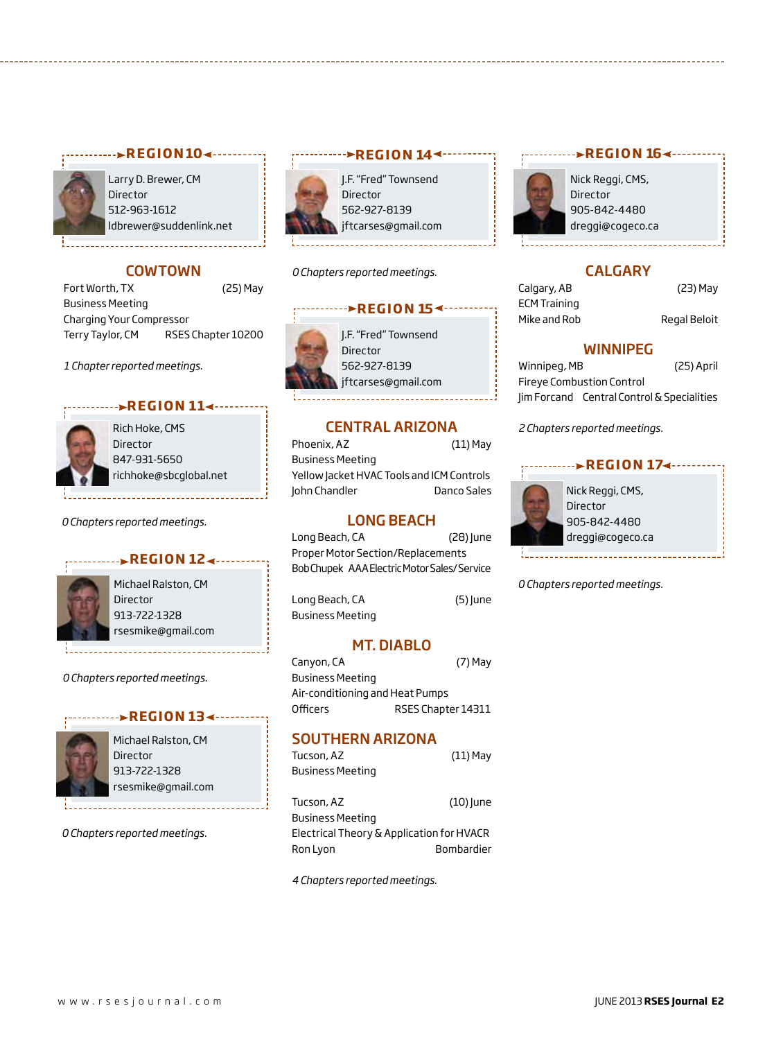## REGION 10

Larry D. Brewer, CM
Director
512-963-1612
ldbrewer@suddenlink.net

### COWTOWN

Fort Worth, TX (25) May
Business Meeting
Charging Your Compressor
Terry Taylor, CM RSES Chapter 10200

*1 Chapter reported meetings.*

## REGION 11

Rich Hoke, CMS
Director
847-931-5650
richhoke@sbcglobal.net

*0 Chapters reported meetings.*

## REGION 12

Michael Ralston, CM
Director
913-722-1328
rsesmike@gmail.com

*0 Chapters reported meetings.*

## REGION 13

Michael Ralston, CM
Director
913-722-1328
rsesmike@gmail.com

*0 Chapters reported meetings.*

## REGION 14

J.F. "Fred" Townsend
Director
562-927-8139
jftcarses@gmail.com

*0 Chapters reported meetings.*

## REGION 15

J.F. "Fred" Townsend
Director
562-927-8139
jftcarses@gmail.com

### CENTRAL ARIZONA

Phoenix, AZ (11) May
Business Meeting
Yellow Jacket HVAC Tools and ICM Controls
John Chandler Danco Sales

### LONG BEACH

Long Beach, CA (28) June
Proper Motor Section/Replacements
Bob Chupek AAA Electric Motor Sales/Service

Long Beach, CA (5) June
Business Meeting

### MT. DIABLO

Canyon, CA (7) May
Business Meeting
Air-conditioning and Heat Pumps
Officers RSES Chapter 14311

### SOUTHERN ARIZONA

Tucson, AZ (11) May
Business Meeting

Tucson, AZ (10) June
Business Meeting
Electrical Theory & Application for HVACR
Ron Lyon Bombardier

*4 Chapters reported meetings.*

## REGION 16

Nick Reggi, CMS,
Director
905-842-4480
dreggi@cogeco.ca

### CALGARY

Calgary, AB (23) May
ECM Training
Mike and Rob Regal Beloit

### WINNIPEG

Winnipeg, MB (25) April
Fireye Combustion Control
Jim Forcand Central Control & Specialities

*2 Chapters reported meetings.*

## REGION 17

Nick Reggi, CMS,
Director
905-842-4480
dreggi@cogeco.ca

*0 Chapters reported meetings.*